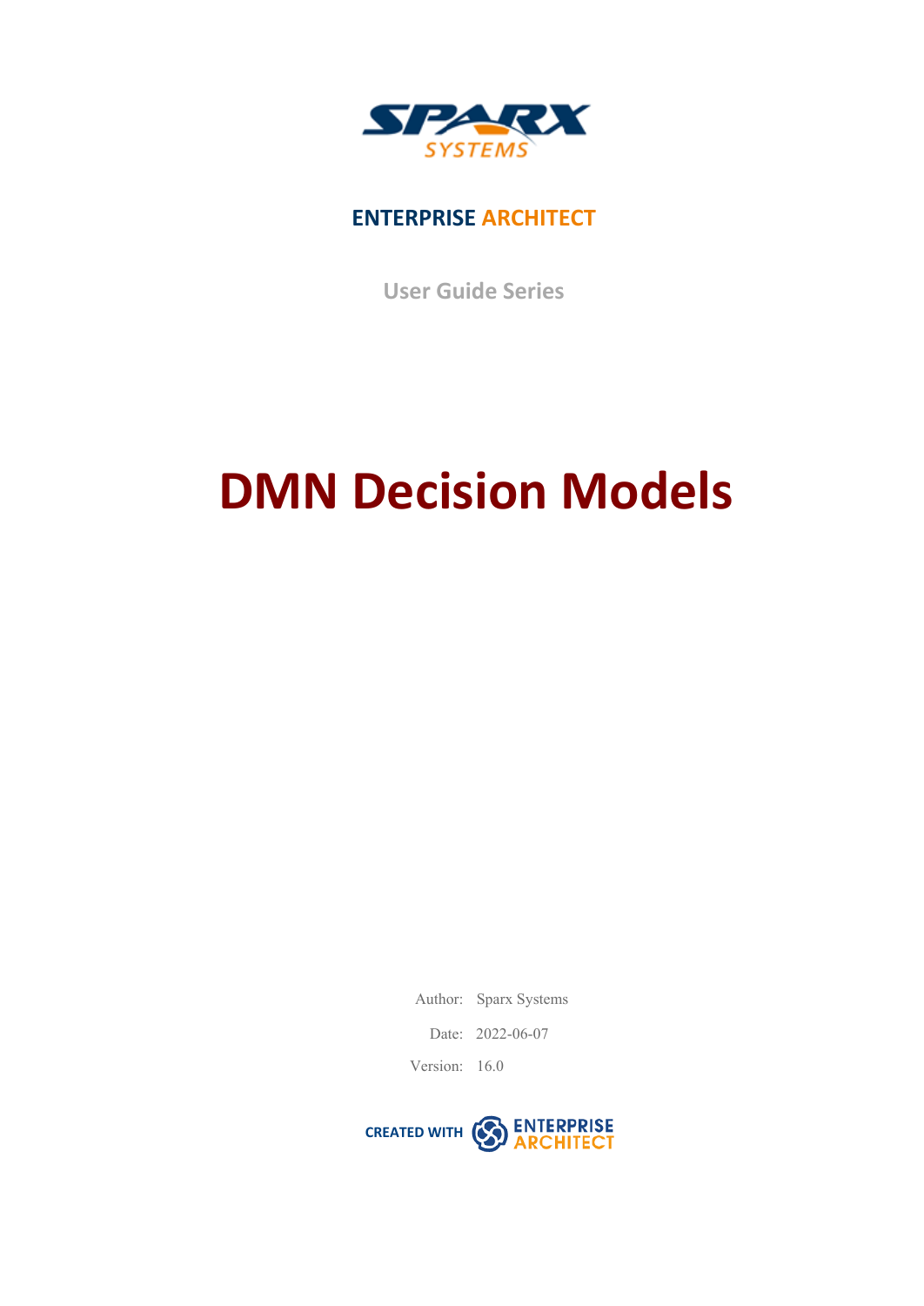SPARX SYSTEMS

**ENTERPRISE ARCHITECT**

User Guide Series

# DMN Decision Models

Author: Sparx Systems

Date: 2022-06-07

Version: 16.0

CREATED WITH ENTERPRISE ARCHITECT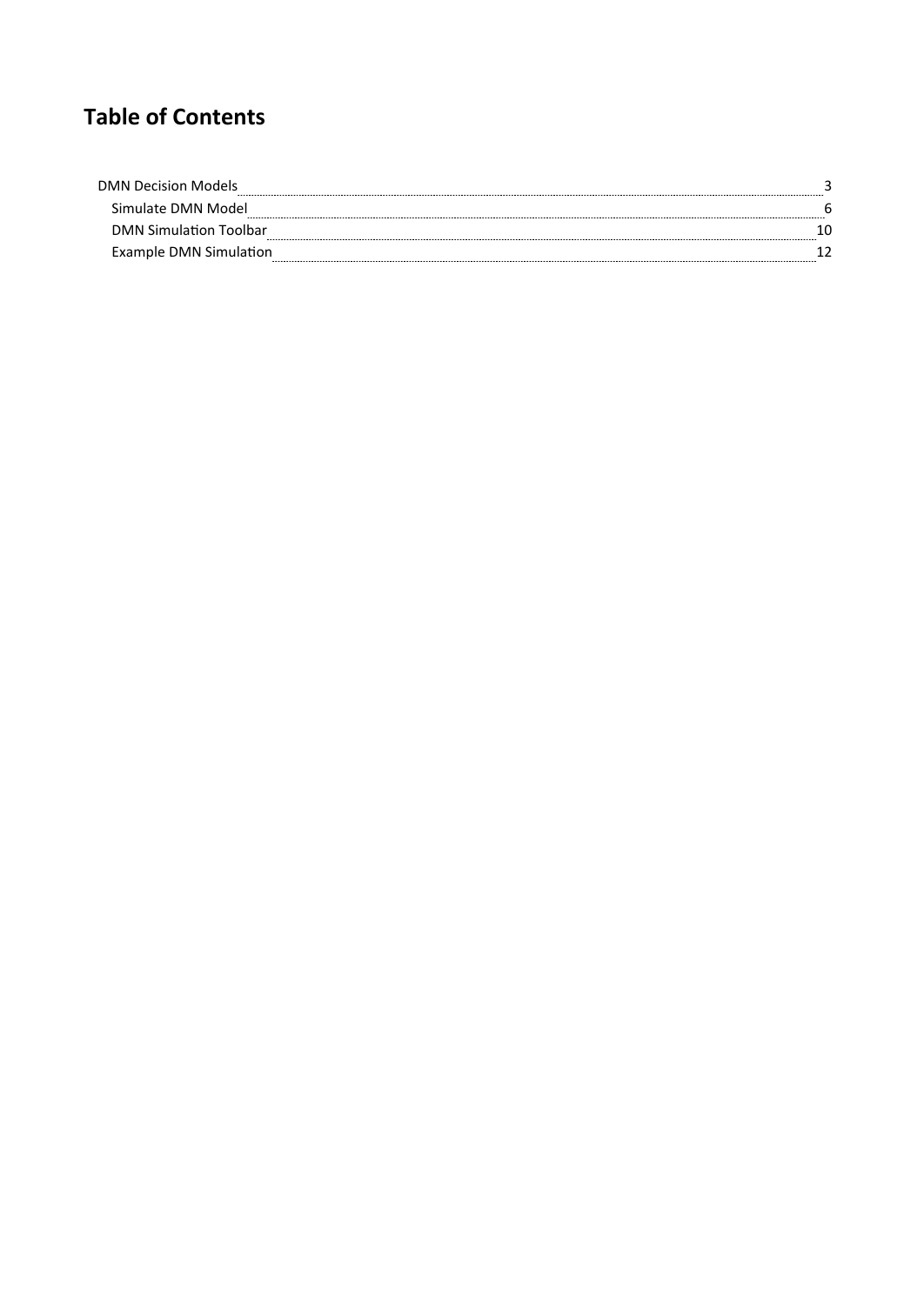# Table of Contents

- DMN Decision Models ..... 3
  - Simulate DMN Model ..... 6
  - DMN Simulation Toolbar ..... 10
  - Example DMN Simulation ..... 12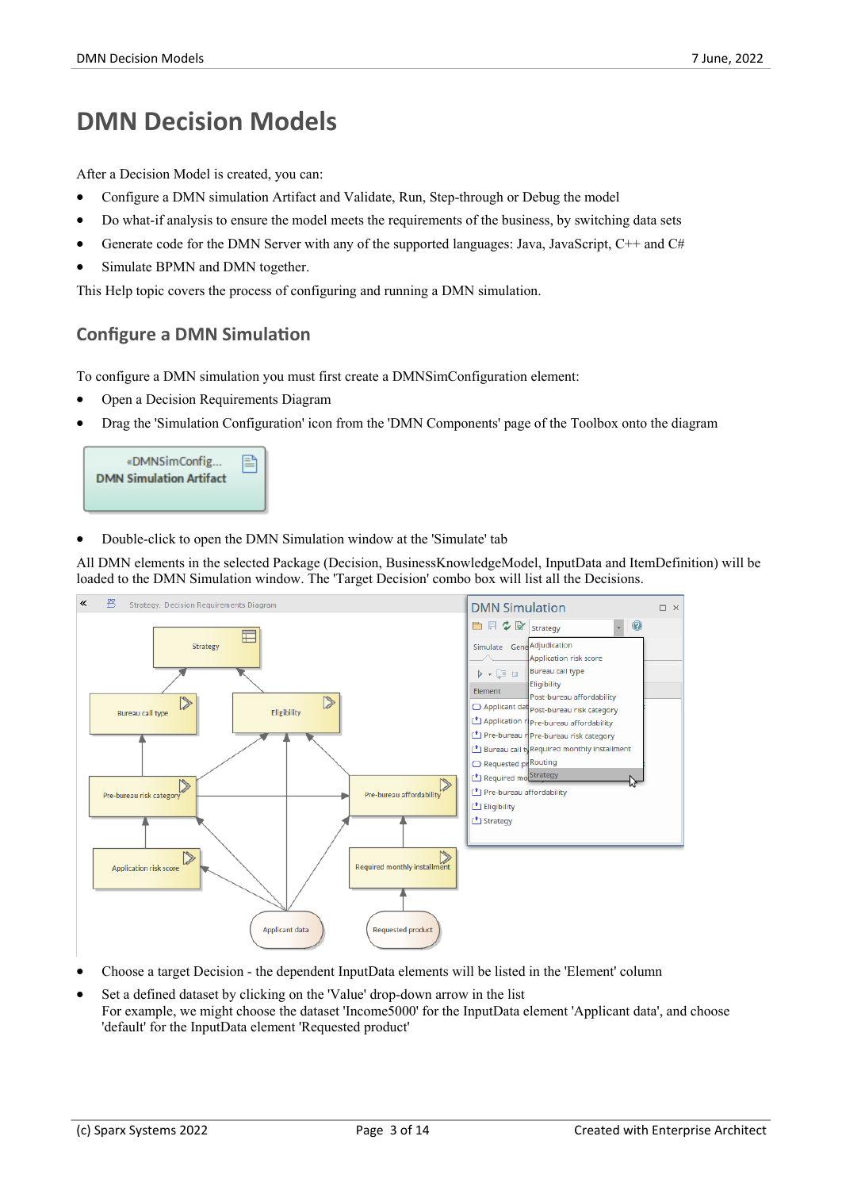# DMN Decision Models

After a Decision Model is created, you can:

- Configure a DMN simulation Artifact and Validate, Run, Step-through or Debug the model
- Do what-if analysis to ensure the model meets the requirements of the business, by switching data sets
- Generate code for the DMN Server with any of the supported languages: Java, JavaScript, C++ and C#
- Simulate BPMN and DMN together.

This Help topic covers the process of configuring and running a DMN simulation.

## Configure a DMN Simulation

To configure a DMN simulation you must first create a DMNSimConfiguration element:

- Open a Decision Requirements Diagram
- Drag the 'Simulation Configuration' icon from the 'DMN Components' page of the Toolbox onto the diagram

- Double-click to open the DMN Simulation window at the 'Simulate' tab

All DMN elements in the selected Package (Decision, BusinessKnowledgeModel, InputData and ItemDefinition) will be loaded to the DMN Simulation window. The 'Target Decision' combo box will list all the Decisions.

- Choose a target Decision - the dependent InputData elements will be listed in the 'Element' column
- Set a defined dataset by clicking on the 'Value' drop-down arrow in the list
  For example, we might choose the dataset 'Income5000' for the InputData element 'Applicant data', and choose 'default' for the InputData element 'Requested product'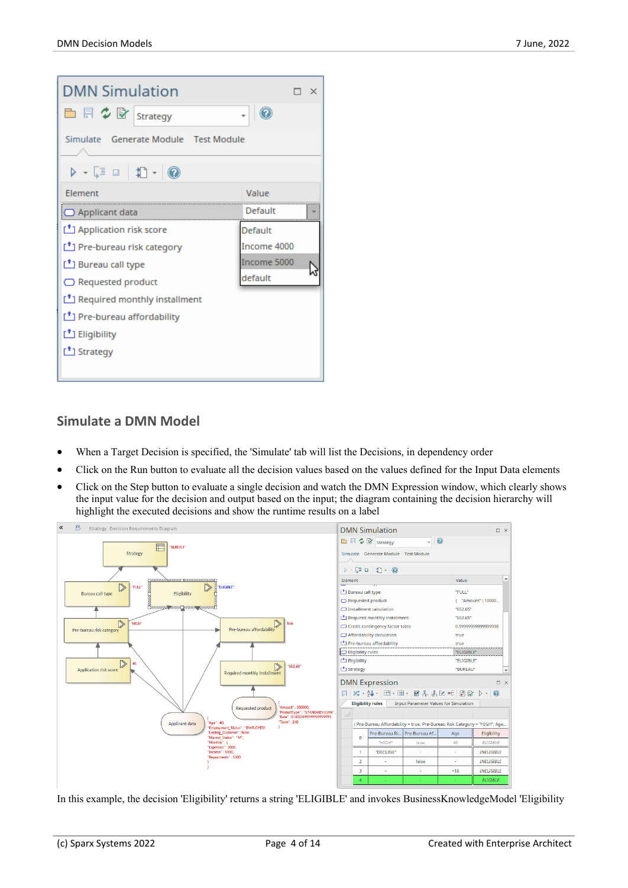## Simulate a DMN Model

- When a Target Decision is specified, the 'Simulate' tab will list the Decisions, in dependency order
- Click on the Run button to evaluate all the decision values based on the values defined for the Input Data elements
- Click on the Step button to evaluate a single decision and watch the DMN Expression window, which clearly shows the input value for the decision and output based on the input; the diagram containing the decision hierarchy will highlight the executed decisions and show the runtime results on a label

In this example, the decision 'Eligibility' returns a string 'ELIGIBLE' and invokes BusinessKnowledgeModel 'Eligibility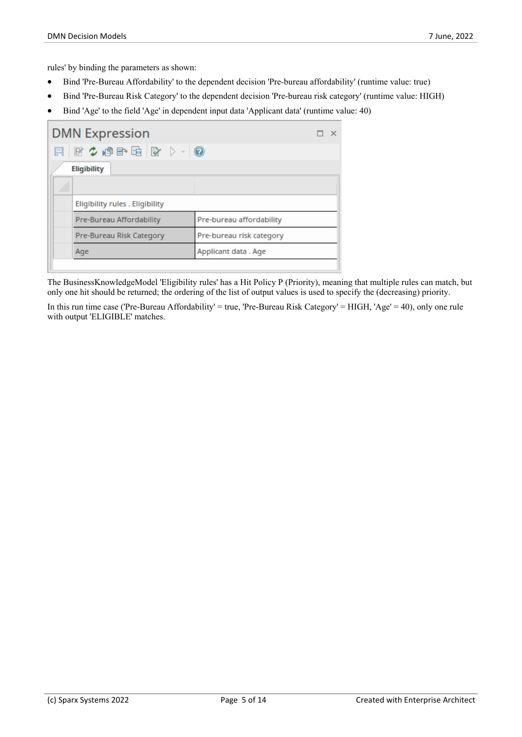rules' by binding the parameters as shown:

- Bind 'Pre-Bureau Affordability' to the dependent decision 'Pre-bureau affordability' (runtime value: true)
- Bind 'Pre-Bureau Risk Category' to the dependent decision 'Pre-bureau risk category' (runtime value: HIGH)
- Bind 'Age' to the field 'Age' in dependent input data 'Applicant data' (runtime value: 40)

**DMN Expression**

**Eligibility**

| Eligibility rules . Eligibility | |
|---|---|
| Pre-Bureau Affordability | Pre-bureau affordability |
| Pre-Bureau Risk Category | Pre-bureau risk category |
| Age | Applicant data . Age |

The BusinessKnowledgeModel 'Eligibility rules' has a Hit Policy P (Priority), meaning that multiple rules can match, but only one hit should be returned; the ordering of the list of output values is used to specify the (decreasing) priority.

In this run time case ('Pre-Bureau Affordability' = true, 'Pre-Bureau Risk Category' = HIGH, 'Age' = 40), only one rule with output 'ELIGIBLE' matches.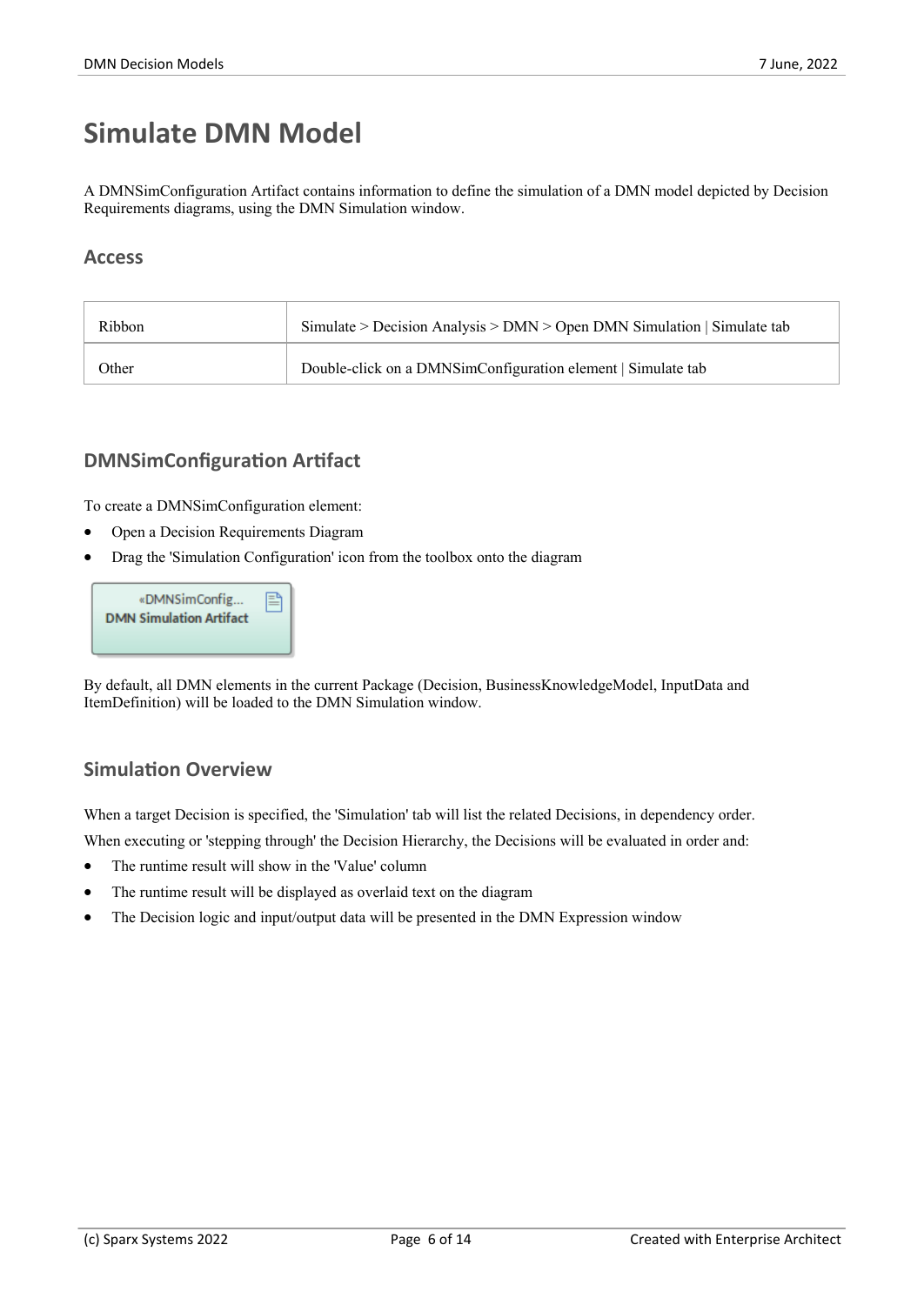# Simulate DMN Model

A DMNSimConfiguration Artifact contains information to define the simulation of a DMN model depicted by Decision Requirements diagrams, using the DMN Simulation window.

## Access

| | |
|---|---|
| Ribbon | Simulate > Decision Analysis > DMN > Open DMN Simulation \| Simulate tab |
| Other | Double-click on a DMNSimConfiguration element \| Simulate tab |

## DMNSimConfiguration Artifact

To create a DMNSimConfiguration element:

- Open a Decision Requirements Diagram
- Drag the 'Simulation Configuration' icon from the toolbox onto the diagram

«DMNSimConfig...
**DMN Simulation Artifact**

By default, all DMN elements in the current Package (Decision, BusinessKnowledgeModel, InputData and ItemDefinition) will be loaded to the DMN Simulation window.

## Simulation Overview

When a target Decision is specified, the 'Simulation' tab will list the related Decisions, in dependency order.

When executing or 'stepping through' the Decision Hierarchy, the Decisions will be evaluated in order and:

- The runtime result will show in the 'Value' column
- The runtime result will be displayed as overlaid text on the diagram
- The Decision logic and input/output data will be presented in the DMN Expression window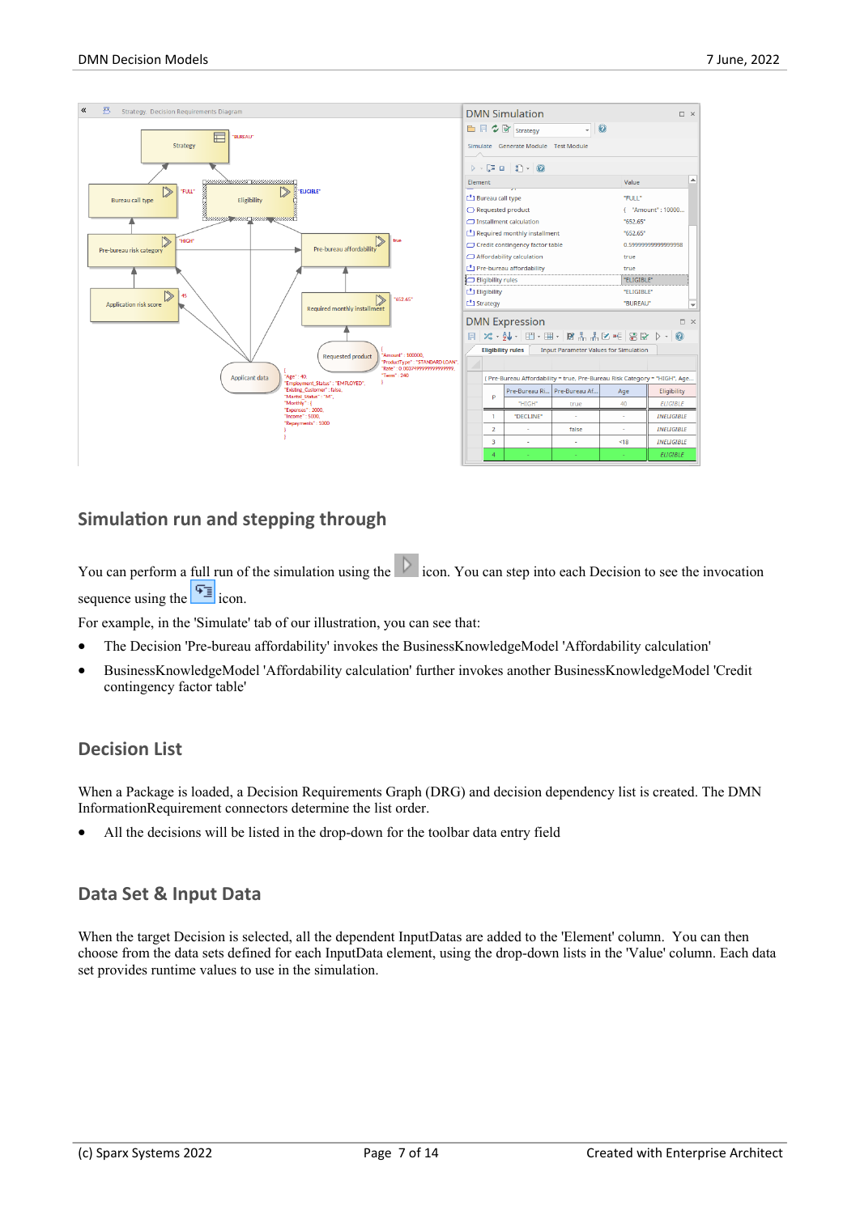## Simulation run and stepping through

You can perform a full run of the simulation using the icon. You can step into each Decision to see the invocation sequence using the icon.

For example, in the 'Simulate' tab of our illustration, you can see that:

- The Decision 'Pre-bureau affordability' invokes the BusinessKnowledgeModel 'Affordability calculation'
- BusinessKnowledgeModel 'Affordability calculation' further invokes another BusinessKnowledgeModel 'Credit contingency factor table'

## Decision List

When a Package is loaded, a Decision Requirements Graph (DRG) and decision dependency list is created. The DMN InformationRequirement connectors determine the list order.

- All the decisions will be listed in the drop-down for the toolbar data entry field

## Data Set & Input Data

When the target Decision is selected, all the dependent InputDatas are added to the 'Element' column. You can then choose from the data sets defined for each InputData element, using the drop-down lists in the 'Value' column. Each data set provides runtime values to use in the simulation.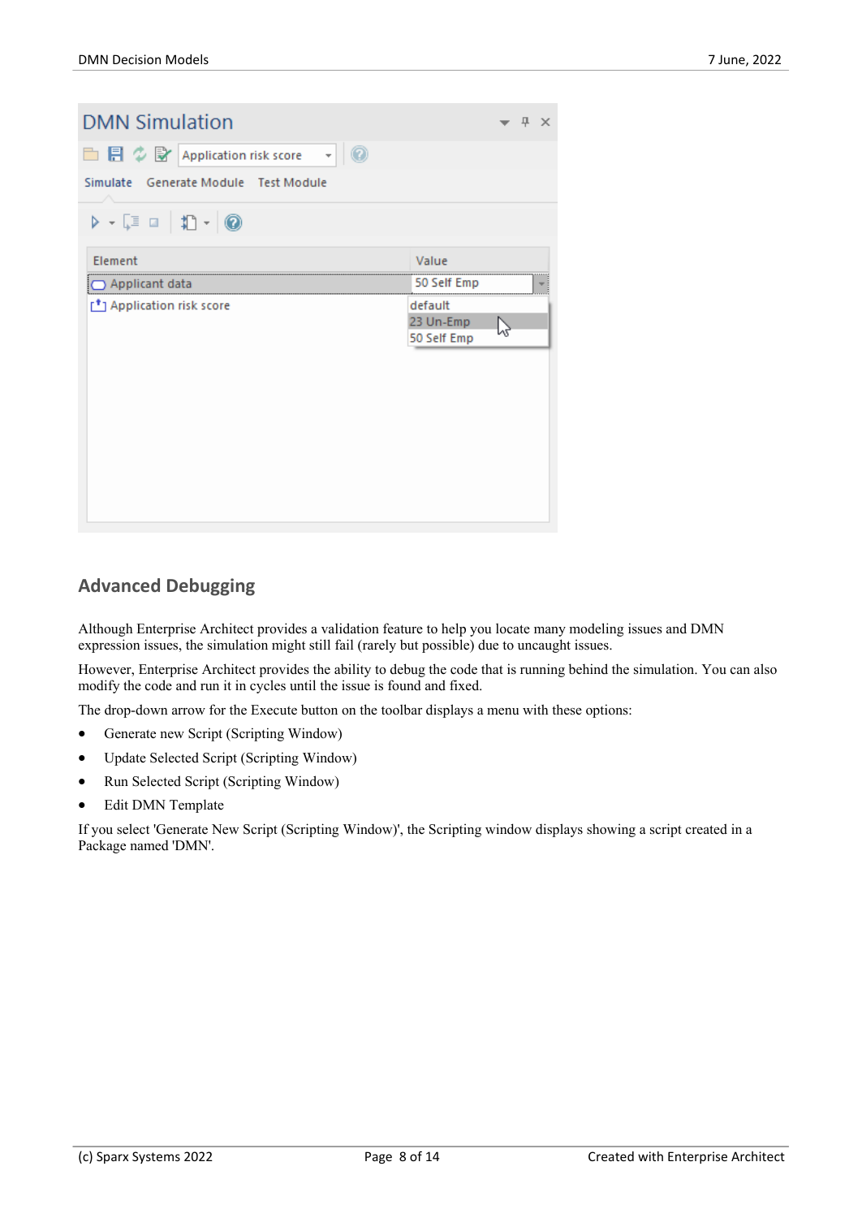## Advanced Debugging

Although Enterprise Architect provides a validation feature to help you locate many modeling issues and DMN expression issues, the simulation might still fail (rarely but possible) due to uncaught issues.

However, Enterprise Architect provides the ability to debug the code that is running behind the simulation. You can also modify the code and run it in cycles until the issue is found and fixed.

The drop-down arrow for the Execute button on the toolbar displays a menu with these options:

- Generate new Script (Scripting Window)
- Update Selected Script (Scripting Window)
- Run Selected Script (Scripting Window)
- Edit DMN Template

If you select 'Generate New Script (Scripting Window)', the Scripting window displays showing a script created in a Package named 'DMN'.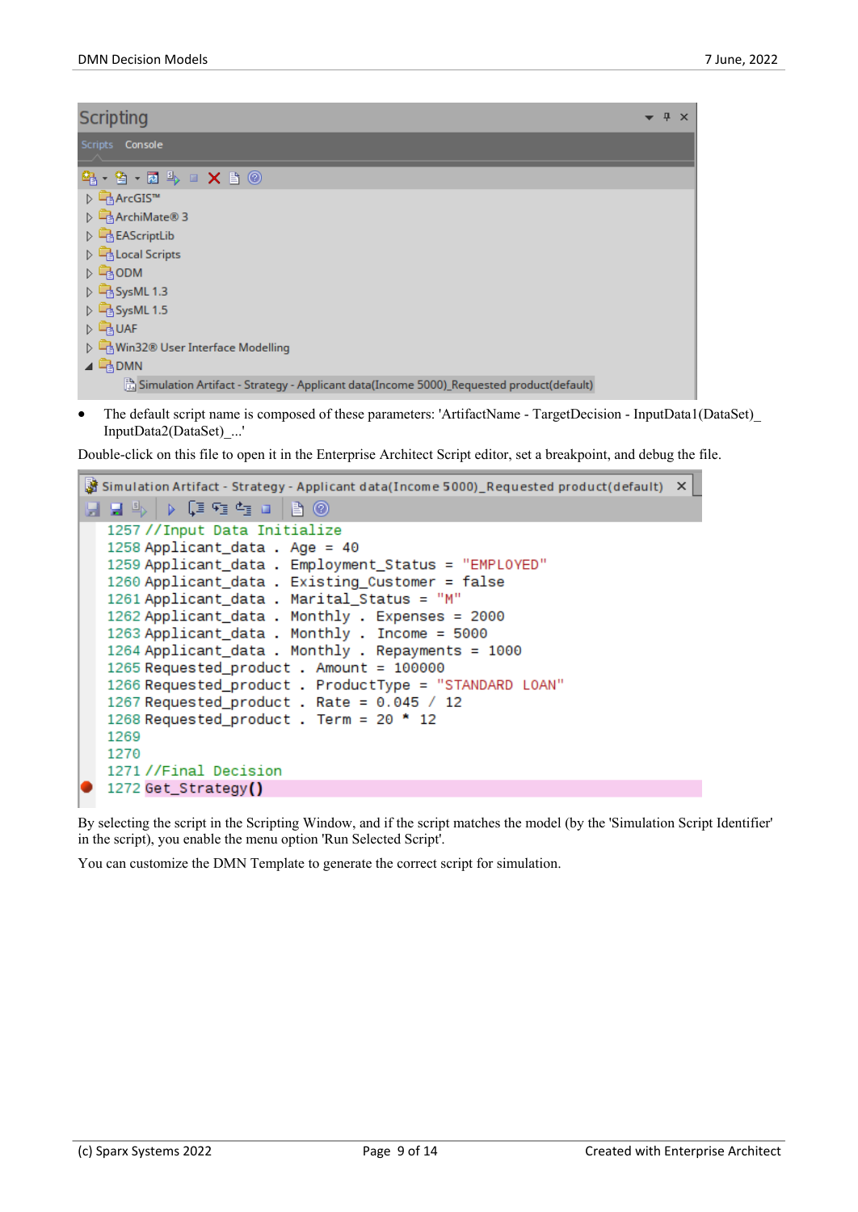Scripting

Scripts Console

- ArcGIS™
- ArchiMate® 3
- EAScriptLib
- Local Scripts
- ODM
- SysML 1.3
- SysML 1.5
- UAF
- Win32® User Interface Modelling
- DMN
  - Simulation Artifact - Strategy - Applicant data(Income 5000)_Requested product(default)

- The default script name is composed of these parameters: 'ArtifactName - TargetDecision - InputData1(DataSet)_ InputData2(DataSet)_...'

Double-click on this file to open it in the Enterprise Architect Script editor, set a breakpoint, and debug the file.

Simulation Artifact - Strategy - Applicant data(Income 5000)_Requested product(default)

```
1257 //Input Data Initialize
1258 Applicant_data . Age = 40
1259 Applicant_data . Employment_Status = "EMPLOYED"
1260 Applicant_data . Existing_Customer = false
1261 Applicant_data . Marital_Status = "M"
1262 Applicant_data . Monthly . Expenses = 2000
1263 Applicant_data . Monthly . Income = 5000
1264 Applicant_data . Monthly . Repayments = 1000
1265 Requested_product . Amount = 100000
1266 Requested_product . ProductType = "STANDARD LOAN"
1267 Requested_product . Rate = 0.045 / 12
1268 Requested_product . Term = 20 * 12
1269
1270
1271 //Final Decision
1272 Get_Strategy()
```

By selecting the script in the Scripting Window, and if the script matches the model (by the 'Simulation Script Identifier' in the script), you enable the menu option 'Run Selected Script'.

You can customize the DMN Template to generate the correct script for simulation.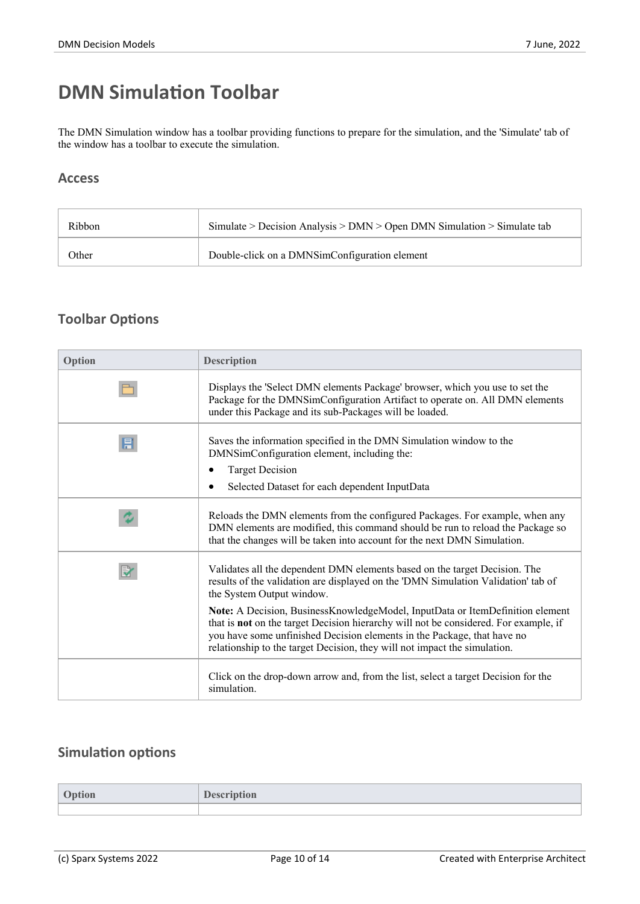# DMN Simulation Toolbar

The DMN Simulation window has a toolbar providing functions to prepare for the simulation, and the 'Simulate' tab of the window has a toolbar to execute the simulation.

## Access

| | |
|---|---|
| Ribbon | Simulate > Decision Analysis > DMN > Open DMN Simulation > Simulate tab |
| Other | Double-click on a DMNSimConfiguration element |

## Toolbar Options

| Option | Description |
|---|---|
| | Displays the 'Select DMN elements Package' browser, which you use to set the Package for the DMNSimConfiguration Artifact to operate on. All DMN elements under this Package and its sub-Packages will be loaded. |
| | Saves the information specified in the DMN Simulation window to the DMNSimConfiguration element, including the:<br>• Target Decision<br>• Selected Dataset for each dependent InputData |
| | Reloads the DMN elements from the configured Packages. For example, when any DMN elements are modified, this command should be run to reload the Package so that the changes will be taken into account for the next DMN Simulation. |
| | Validates all the dependent DMN elements based on the target Decision. The results of the validation are displayed on the 'DMN Simulation Validation' tab of the System Output window.<br>**Note:** A Decision, BusinessKnowledgeModel, InputData or ItemDefinition element that is **not** on the target Decision hierarchy will not be considered. For example, if you have some unfinished Decision elements in the Package, that have no relationship to the target Decision, they will not impact the simulation. |
| | Click on the drop-down arrow and, from the list, select a target Decision for the simulation. |

## Simulation options

| Option | Description |
|---|---|
| | |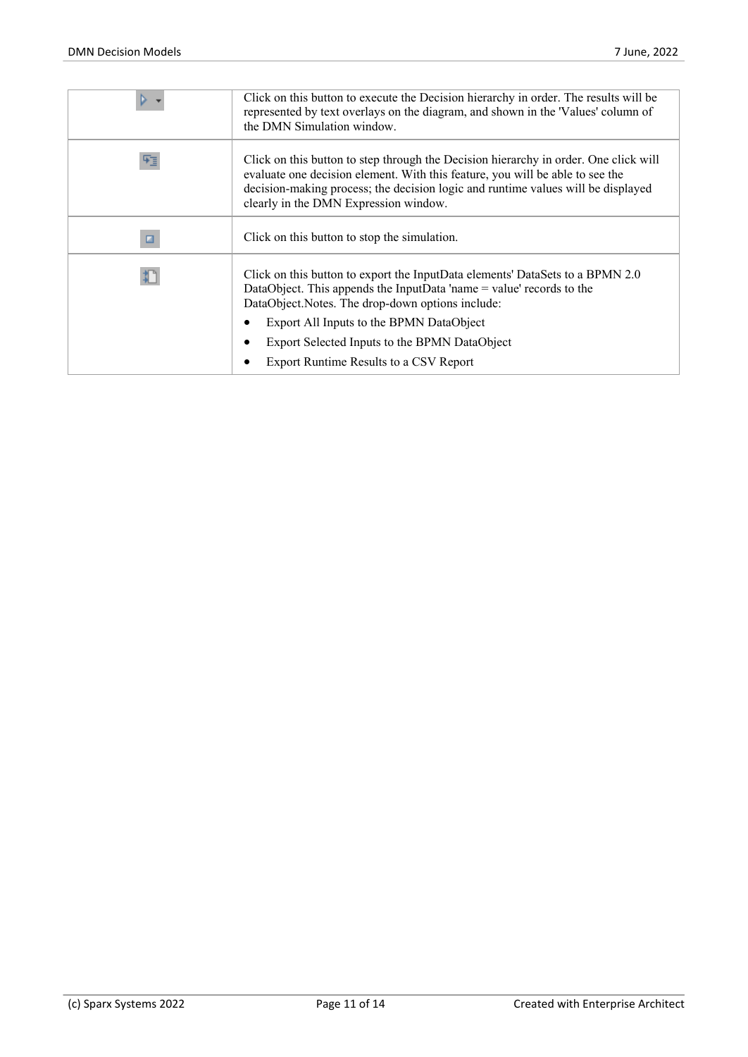|  |  |
|---|---|
|  | Click on this button to execute the Decision hierarchy in order. The results will be represented by text overlays on the diagram, and shown in the 'Values' column of the DMN Simulation window. |
|  | Click on this button to step through the Decision hierarchy in order. One click will evaluate one decision element. With this feature, you will be able to see the decision-making process; the decision logic and runtime values will be displayed clearly in the DMN Expression window. |
|  | Click on this button to stop the simulation. |
|  | Click on this button to export the InputData elements' DataSets to a BPMN 2.0 DataObject. This appends the InputData 'name = value' records to the DataObject.Notes. The drop-down options include:<br>• Export All Inputs to the BPMN DataObject<br>• Export Selected Inputs to the BPMN DataObject<br>• Export Runtime Results to a CSV Report |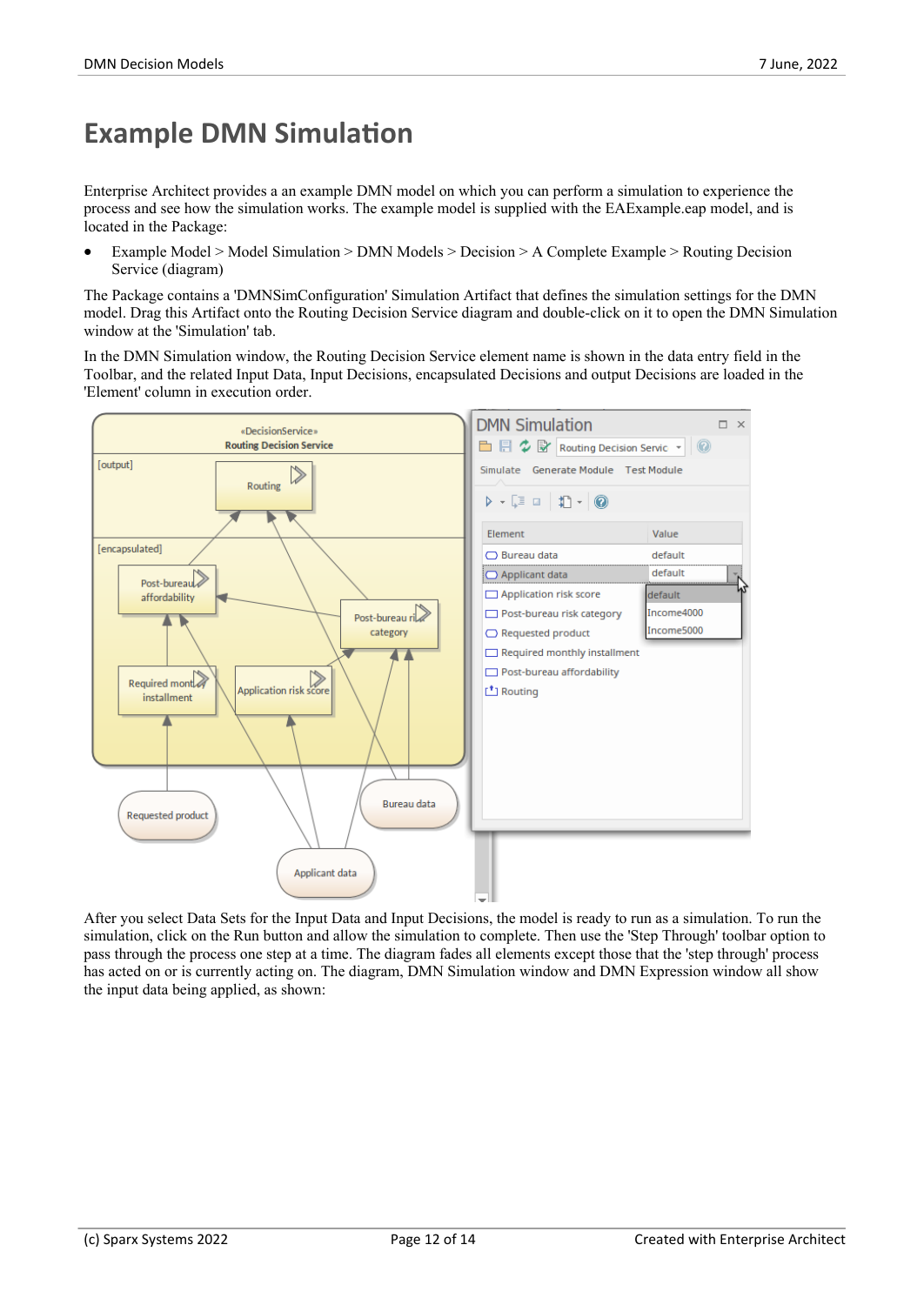# Example DMN Simulation

Enterprise Architect provides a an example DMN model on which you can perform a simulation to experience the process and see how the simulation works. The example model is supplied with the EAExample.eap model, and is located in the Package:

- Model Model > Model Simulation > DMN Models > Decision > A Complete Example > Routing Decision Service (diagram)

The Package contains a 'DMNSimConfiguration' Simulation Artifact that defines the simulation settings for the DMN model. Drag this Artifact onto the Routing Decision Service diagram and double-click on it to open the DMN Simulation window at the 'Simulation' tab.

In the DMN Simulation window, the Routing Decision Service element name is shown in the data entry field in the Toolbar, and the related Input Data, Input Decisions, encapsulated Decisions and output Decisions are loaded in the 'Element' column in execution order.

After you select Data Sets for the Input Data and Input Decisions, the model is ready to run as a simulation. To run the simulation, click on the Run button and allow the simulation to complete. Then use the 'Step Through' toolbar option to pass through the process one step at a time. The diagram fades all elements except those that the 'step through' process has acted on or is currently acting on. The diagram, DMN Simulation window and DMN Expression window all show the input data being applied, as shown: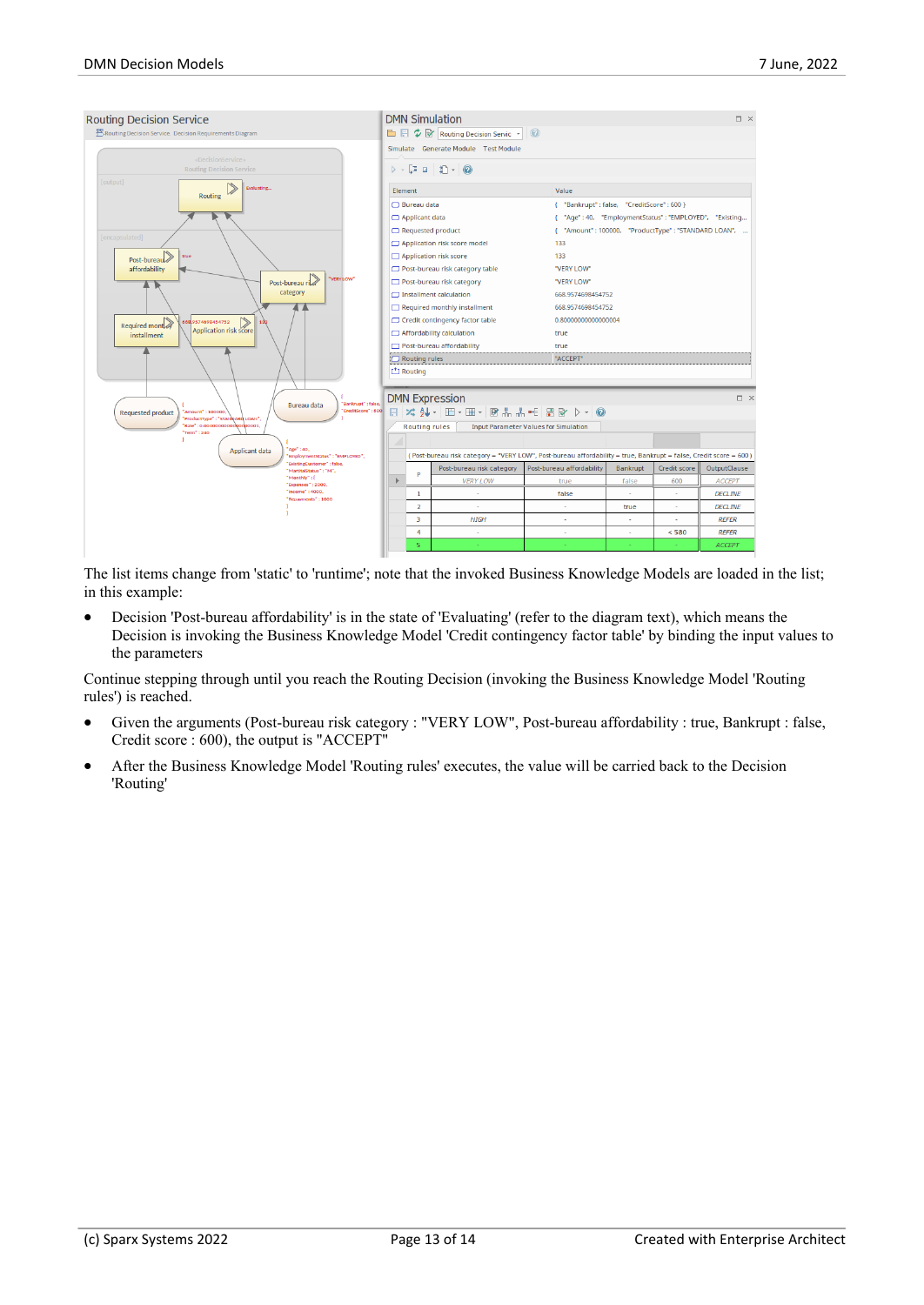The list items change from 'static' to 'runtime'; note that the invoked Business Knowledge Models are loaded in the list; in this example:

- Decision 'Post-bureau affordability' is in the state of 'Evaluating' (refer to the diagram text), which means the Decision is invoking the Business Knowledge Model 'Credit contingency factor table' by binding the input values to the parameters

Continue stepping through until you reach the Routing Decision (invoking the Business Knowledge Model 'Routing rules') is reached.

- Given the arguments (Post-bureau risk category : "VERY LOW", Post-bureau affordability : true, Bankrupt : false, Credit score : 600), the output is "ACCEPT"
- After the Business Knowledge Model 'Routing rules' executes, the value will be carried back to the Decision 'Routing'